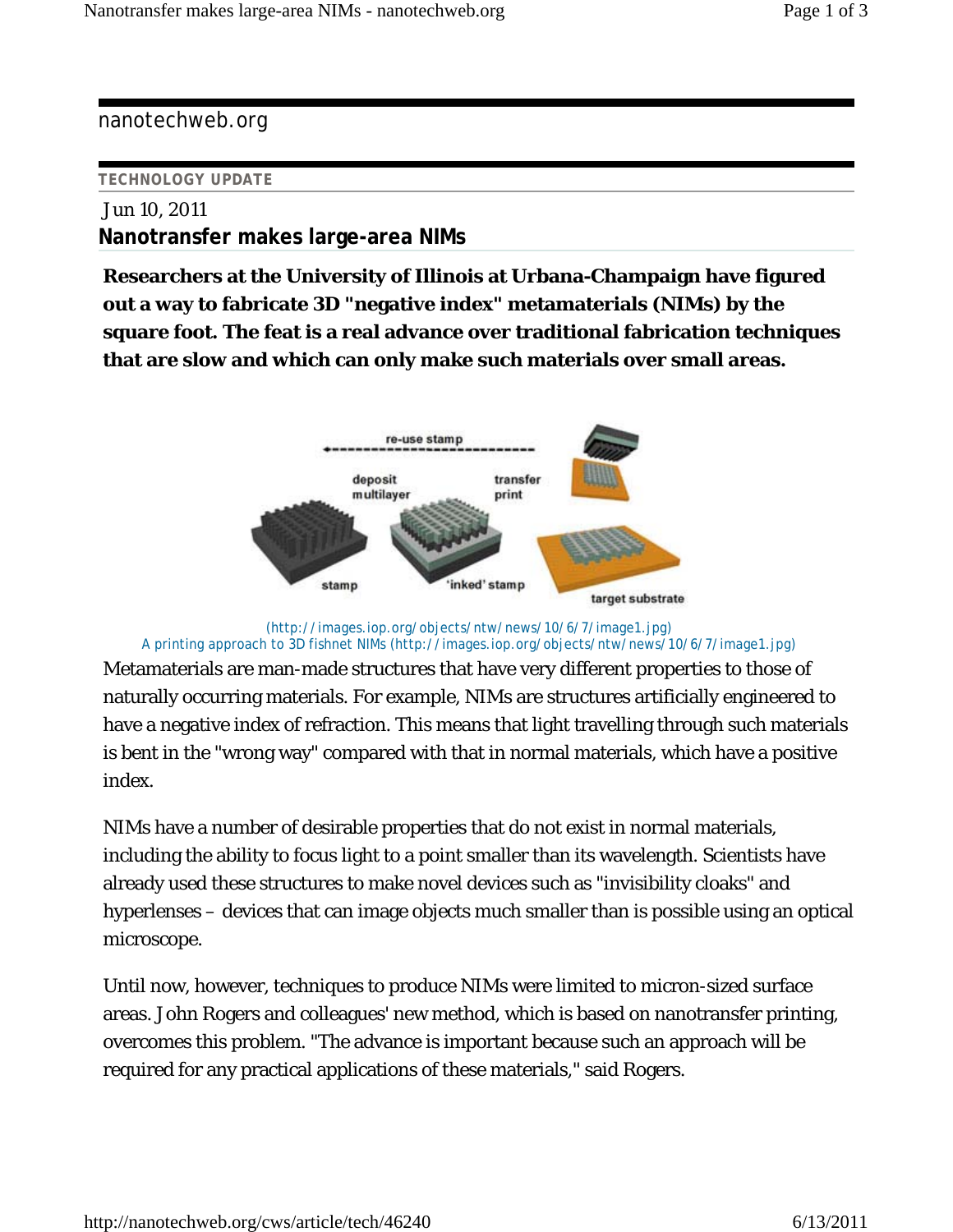nanotechweb.org

**TECHNOLOGY UPDATE**

Jun 10, 2011

## Nanotransfer makes large-area NIMs

**Researchers at the University of Illinois at Urbana-Champaign have figured out a way to fabricate 3D "negative index" metamaterials (NIMs) by the square foot. The feat is a real advance over traditional fabrication techniques that are slow and which can only make such materials over small areas.**

(http://images.iop.org/objects/ntw/news/10/6/7/image1.jpg)
A printing approach to 3D fishnet NIMs (http://images.iop.org/objects/ntw/news/10/6/7/image1.jpg)

Metamaterials are man-made structures that have very different properties to those of naturally occurring materials. For example, NIMs are structures artificially engineered to have a negative index of refraction. This means that light travelling through such materials is bent in the "wrong way" compared with that in normal materials, which have a positive index.

NIMs have a number of desirable properties that do not exist in normal materials, including the ability to focus light to a point smaller than its wavelength. Scientists have already used these structures to make novel devices such as "invisibility cloaks" and hyperlenses – devices that can image objects much smaller than is possible using an optical microscope.

Until now, however, techniques to produce NIMs were limited to micron-sized surface areas. John Rogers and colleagues' new method, which is based on nanotransfer printing, overcomes this problem. "The advance is important because such an approach will be required for any practical applications of these materials," said Rogers.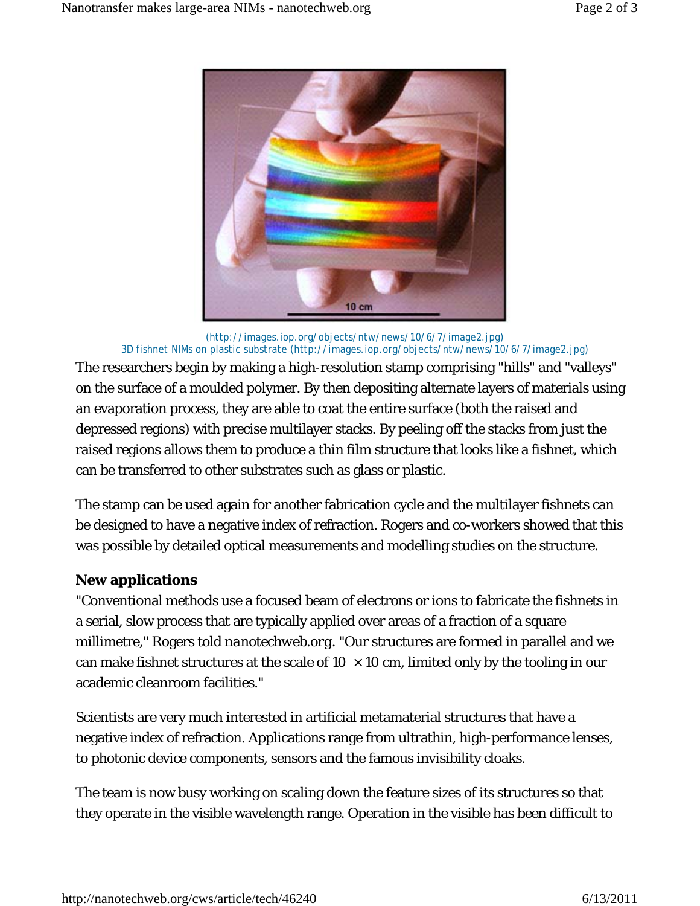(http://images.iop.org/objects/ntw/news/10/6/7/image2.jpg)
3D fishnet NIMs on plastic substrate (http://images.iop.org/objects/ntw/news/10/6/7/image2.jpg)

The researchers begin by making a high-resolution stamp comprising "hills" and "valleys" on the surface of a moulded polymer. By then depositing alternate layers of materials using an evaporation process, they are able to coat the entire surface (both the raised and depressed regions) with precise multilayer stacks. By peeling off the stacks from just the raised regions allows them to produce a thin film structure that looks like a fishnet, which can be transferred to other substrates such as glass or plastic.

The stamp can be used again for another fabrication cycle and the multilayer fishnets can be designed to have a negative index of refraction. Rogers and co-workers showed that this was possible by detailed optical measurements and modelling studies on the structure.

**New applications**

"Conventional methods use a focused beam of electrons or ions to fabricate the fishnets in a serial, slow process that are typically applied over areas of a fraction of a square millimetre," Rogers told *nanotechweb.org*. "Our structures are formed in parallel and we can make fishnet structures at the scale of 10 × 10 cm, limited only by the tooling in our academic cleanroom facilities."

Scientists are very much interested in artificial metamaterial structures that have a negative index of refraction. Applications range from ultrathin, high-performance lenses, to photonic device components, sensors and the famous invisibility cloaks.

The team is now busy working on scaling down the feature sizes of its structures so that they operate in the visible wavelength range. Operation in the visible has been difficult to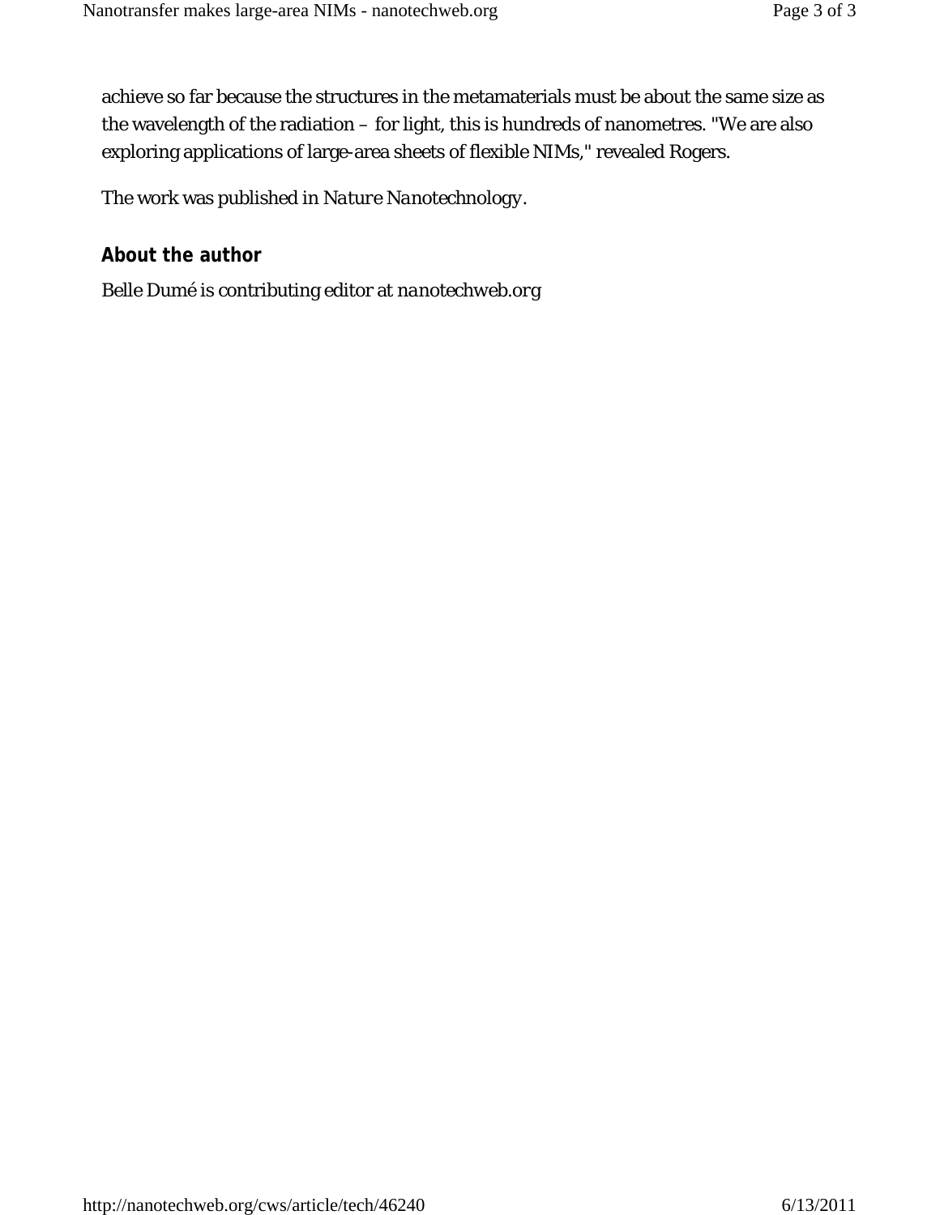achieve so far because the structures in the metamaterials must be about the same size as the wavelength of the radiation – for light, this is hundreds of nanometres. "We are also exploring applications of large-area sheets of flexible NIMs," revealed Rogers.

The work was published in *Nature Nanotechnology*.

## About the author

Belle Dumé is contributing editor at *nanotechweb.org*